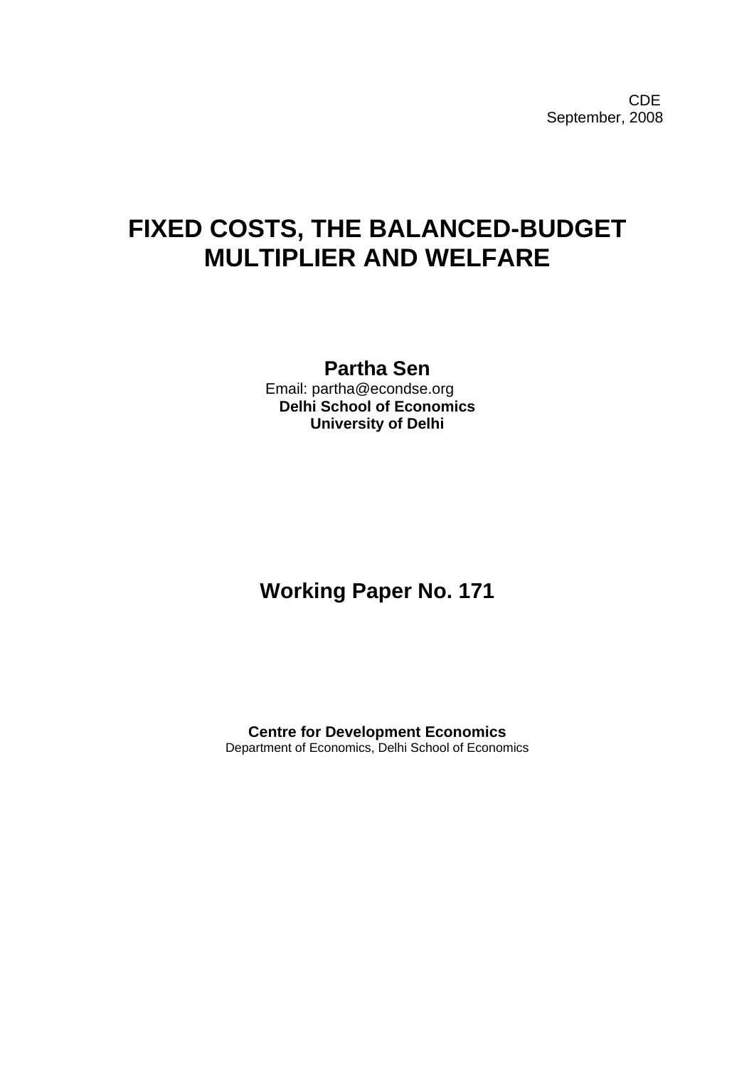CDE
September, 2008

# FIXED COSTS, THE BALANCED-BUDGET MULTIPLIER AND WELFARE

**Partha Sen**
Email: partha@econdse.org
**Delhi School of Economics**
**University of Delhi**

## Working Paper No. 171

**Centre for Development Economics**
Department of Economics, Delhi School of Economics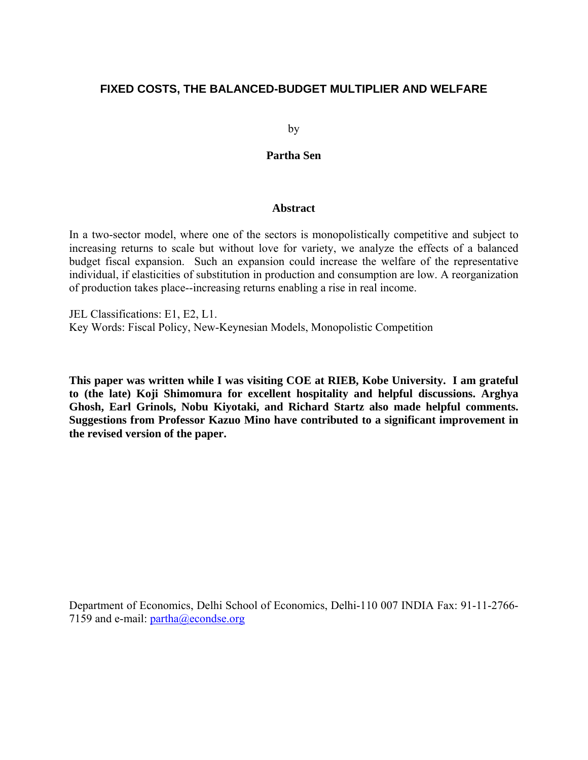# FIXED COSTS, THE BALANCED-BUDGET MULTIPLIER AND WELFARE

by

**Partha Sen**

## Abstract

In a two-sector model, where one of the sectors is monopolistically competitive and subject to increasing returns to scale but without love for variety, we analyze the effects of a balanced budget fiscal expansion. Such an expansion could increase the welfare of the representative individual, if elasticities of substitution in production and consumption are low. A reorganization of production takes place--increasing returns enabling a rise in real income.

JEL Classifications: E1, E2, L1.
Key Words: Fiscal Policy, New-Keynesian Models, Monopolistic Competition

**This paper was written while I was visiting COE at RIEB, Kobe University. I am grateful to (the late) Koji Shimomura for excellent hospitality and helpful discussions. Arghya Ghosh, Earl Grinols, Nobu Kiyotaki, and Richard Startz also made helpful comments. Suggestions from Professor Kazuo Mino have contributed to a significant improvement in the revised version of the paper.**

Department of Economics, Delhi School of Economics, Delhi-110 007 INDIA Fax: 91-11-2766-7159 and e-mail: partha@econdse.org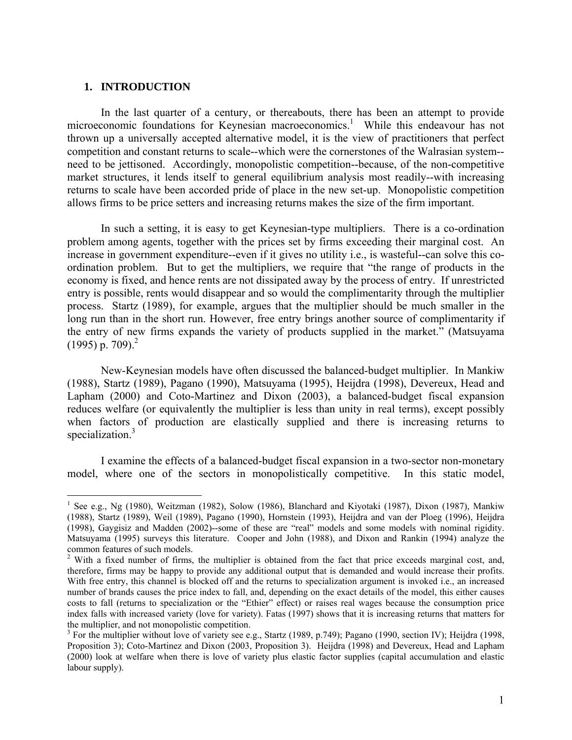## 1. INTRODUCTION

In the last quarter of a century, or thereabouts, there has been an attempt to provide microeconomic foundations for Keynesian macroeconomics.[1] While this endeavour has not thrown up a universally accepted alternative model, it is the view of practitioners that perfect competition and constant returns to scale--which were the cornerstones of the Walrasian system--need to be jettisoned. Accordingly, monopolistic competition--because, of the non-competitive market structures, it lends itself to general equilibrium analysis most readily--with increasing returns to scale have been accorded pride of place in the new set-up. Monopolistic competition allows firms to be price setters and increasing returns makes the size of the firm important.

In such a setting, it is easy to get Keynesian-type multipliers. There is a co-ordination problem among agents, together with the prices set by firms exceeding their marginal cost. An increase in government expenditure--even if it gives no utility i.e., is wasteful--can solve this co-ordination problem. But to get the multipliers, we require that "the range of products in the economy is fixed, and hence rents are not dissipated away by the process of entry. If unrestricted entry is possible, rents would disappear and so would the complimentarity through the multiplier process. Startz (1989), for example, argues that the multiplier should be much smaller in the long run than in the short run. However, free entry brings another source of complimentarity if the entry of new firms expands the variety of products supplied in the market." (Matsuyama (1995) p. 709).[2]

New-Keynesian models have often discussed the balanced-budget multiplier. In Mankiw (1988), Startz (1989), Pagano (1990), Matsuyama (1995), Heijdra (1998), Devereux, Head and Lapham (2000) and Coto-Martinez and Dixon (2003), a balanced-budget fiscal expansion reduces welfare (or equivalently the multiplier is less than unity in real terms), except possibly when factors of production are elastically supplied and there is increasing returns to specialization.[3]

I examine the effects of a balanced-budget fiscal expansion in a two-sector non-monetary model, where one of the sectors in monopolistically competitive. In this static model,

---

[1] See e.g., Ng (1980), Weitzman (1982), Solow (1986), Blanchard and Kiyotaki (1987), Dixon (1987), Mankiw (1988), Startz (1989), Weil (1989), Pagano (1990), Hornstein (1993), Heijdra and van der Ploeg (1996), Heijdra (1998), Gaygisiz and Madden (2002)--some of these are "real" models and some models with nominal rigidity. Matsuyama (1995) surveys this literature. Cooper and John (1988), and Dixon and Rankin (1994) analyze the common features of such models.

[2] With a fixed number of firms, the multiplier is obtained from the fact that price exceeds marginal cost, and, therefore, firms may be happy to provide any additional output that is demanded and would increase their profits. With free entry, this channel is blocked off and the returns to specialization argument is invoked i.e., an increased number of brands causes the price index to fall, and, depending on the exact details of the model, this either causes costs to fall (returns to specialization or the "Ethier" effect) or raises real wages because the consumption price index falls with increased variety (love for variety). Fatas (1997) shows that it is increasing returns that matters for the multiplier, and not monopolistic competition.

[3] For the multiplier without love of variety see e.g., Startz (1989, p.749); Pagano (1990, section IV); Heijdra (1998, Proposition 3); Coto-Martinez and Dixon (2003, Proposition 3). Heijdra (1998) and Devereux, Head and Lapham (2000) look at welfare when there is love of variety plus elastic factor supplies (capital accumulation and elastic labour supply).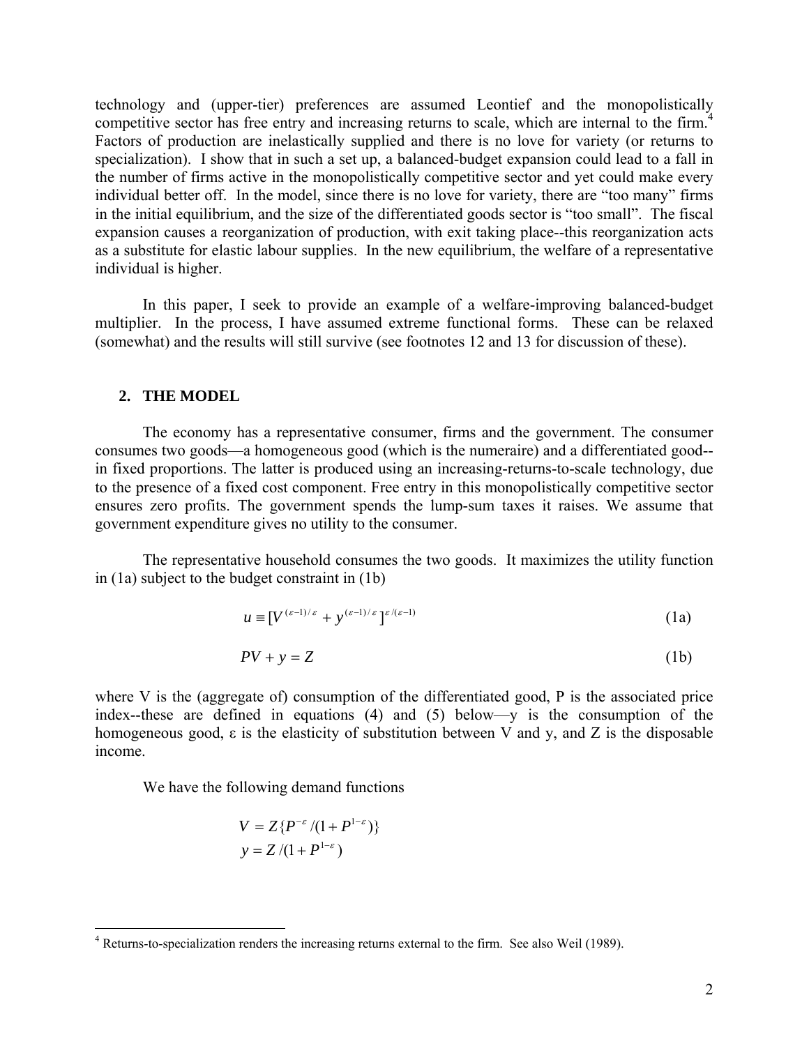technology and (upper-tier) preferences are assumed Leontief and the monopolistically competitive sector has free entry and increasing returns to scale, which are internal to the firm.[4] Factors of production are inelastically supplied and there is no love for variety (or returns to specialization). I show that in such a set up, a balanced-budget expansion could lead to a fall in the number of firms active in the monopolistically competitive sector and yet could make every individual better off. In the model, since there is no love for variety, there are "too many" firms in the initial equilibrium, and the size of the differentiated goods sector is "too small". The fiscal expansion causes a reorganization of production, with exit taking place--this reorganization acts as a substitute for elastic labour supplies. In the new equilibrium, the welfare of a representative individual is higher.

In this paper, I seek to provide an example of a welfare-improving balanced-budget multiplier. In the process, I have assumed extreme functional forms. These can be relaxed (somewhat) and the results will still survive (see footnotes 12 and 13 for discussion of these).

## 2. THE MODEL

The economy has a representative consumer, firms and the government. The consumer consumes two goods—a homogeneous good (which is the numeraire) and a differentiated good--in fixed proportions. The latter is produced using an increasing-returns-to-scale technology, due to the presence of a fixed cost component. Free entry in this monopolistically competitive sector ensures zero profits. The government spends the lump-sum taxes it raises. We assume that government expenditure gives no utility to the consumer.

The representative household consumes the two goods. It maximizes the utility function in (1a) subject to the budget constraint in (1b)

$$u \equiv [V^{(\varepsilon-1)/\varepsilon} + y^{(\varepsilon-1)/\varepsilon}]^{\varepsilon/(\varepsilon-1)} \tag{1a}$$

$$PV + y = Z \tag{1b}$$

where V is the (aggregate of) consumption of the differentiated good, P is the associated price index--these are defined in equations (4) and (5) below—y is the consumption of the homogeneous good, $\varepsilon$ is the elasticity of substitution between V and y, and Z is the disposable income.

We have the following demand functions

$$V = Z\{P^{-\varepsilon}/(1+P^{1-\varepsilon})\}$$
$$y = Z/(1+P^{1-\varepsilon})$$

[4] Returns-to-specialization renders the increasing returns external to the firm. See also Weil (1989).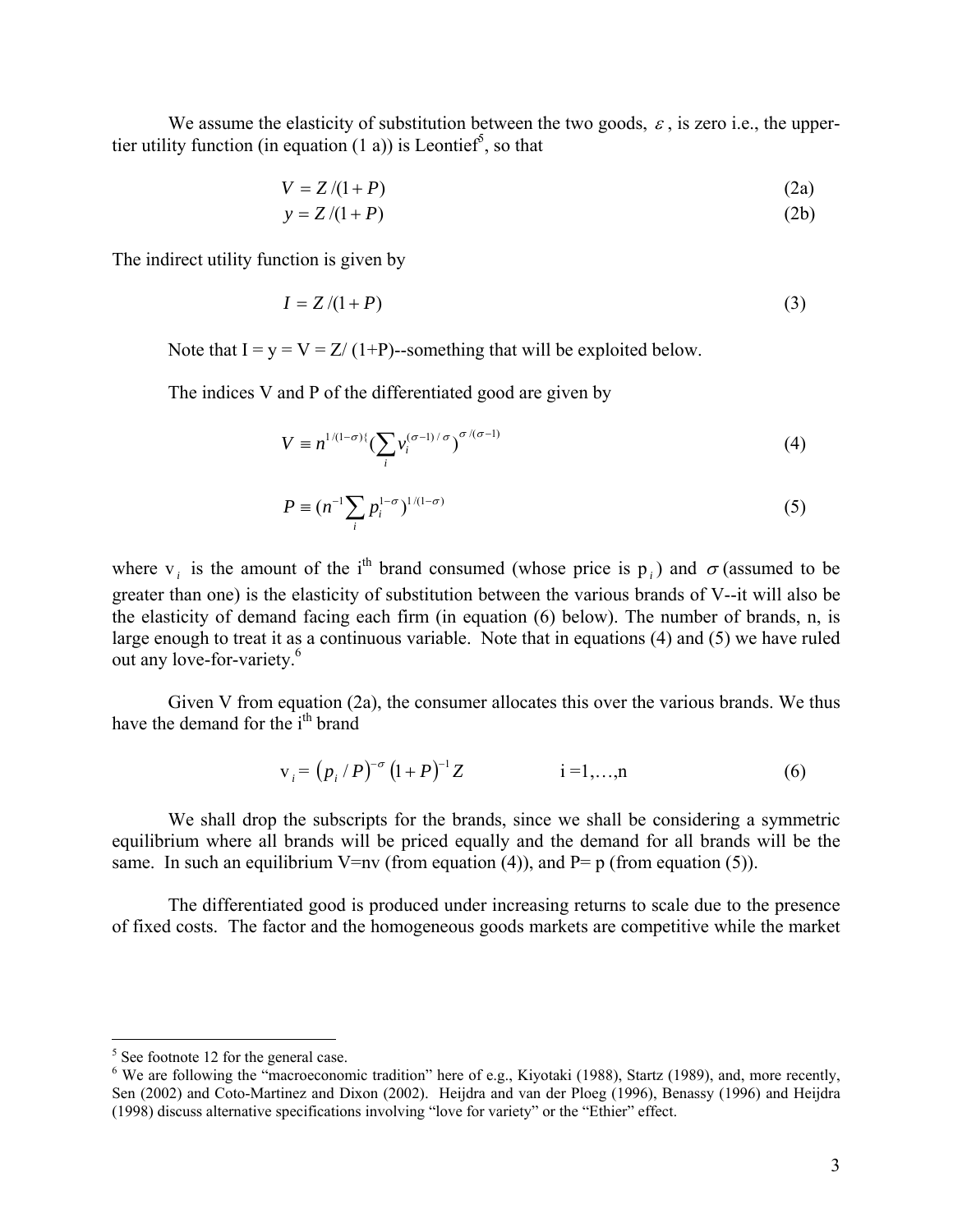We assume the elasticity of substitution between the two goods, $\varepsilon$, is zero i.e., the upper-tier utility function (in equation (1 a)) is Leontief[5], so that

$$V = Z/(1+P) \tag{2a}$$

$$y = Z/(1+P) \tag{2b}$$

The indirect utility function is given by

$$I = Z/(1+P) \tag{3}$$

Note that I = y = V = Z/ (1+P)--something that will be exploited below.

The indices V and P of the differentiated good are given by

$$V \equiv n^{1/(1-\sigma)\{}(\sum_i v_i^{(\sigma-1)/\sigma})^{\sigma/(\sigma-1)} \tag{4}$$

$$P \equiv (n^{-1}\sum_i p_i^{1-\sigma})^{1/(1-\sigma)} \tag{5}$$

where $v_i$ is the amount of the i[th] brand consumed (whose price is $p_i$) and $\sigma$ (assumed to be greater than one) is the elasticity of substitution between the various brands of V--it will also be the elasticity of demand facing each firm (in equation (6) below). The number of brands, n, is large enough to treat it as a continuous variable. Note that in equations (4) and (5) we have ruled out any love-for-variety.[6]

Given V from equation (2a), the consumer allocates this over the various brands. We thus have the demand for the i[th] brand

$$v_i = (p_i/P)^{-\sigma}(1+P)^{-1}Z \qquad i=1,\ldots,n \tag{6}$$

We shall drop the subscripts for the brands, since we shall be considering a symmetric equilibrium where all brands will be priced equally and the demand for all brands will be the same. In such an equilibrium V=nv (from equation (4)), and P= p (from equation (5)).

The differentiated good is produced under increasing returns to scale due to the presence of fixed costs. The factor and the homogeneous goods markets are competitive while the market

---

[5] See footnote 12 for the general case.

[6] We are following the "macroeconomic tradition" here of e.g., Kiyotaki (1988), Startz (1989), and, more recently, Sen (2002) and Coto-Martinez and Dixon (2002). Heijdra and van der Ploeg (1996), Benassy (1996) and Heijdra (1998) discuss alternative specifications involving "love for variety" or the "Ethier" effect.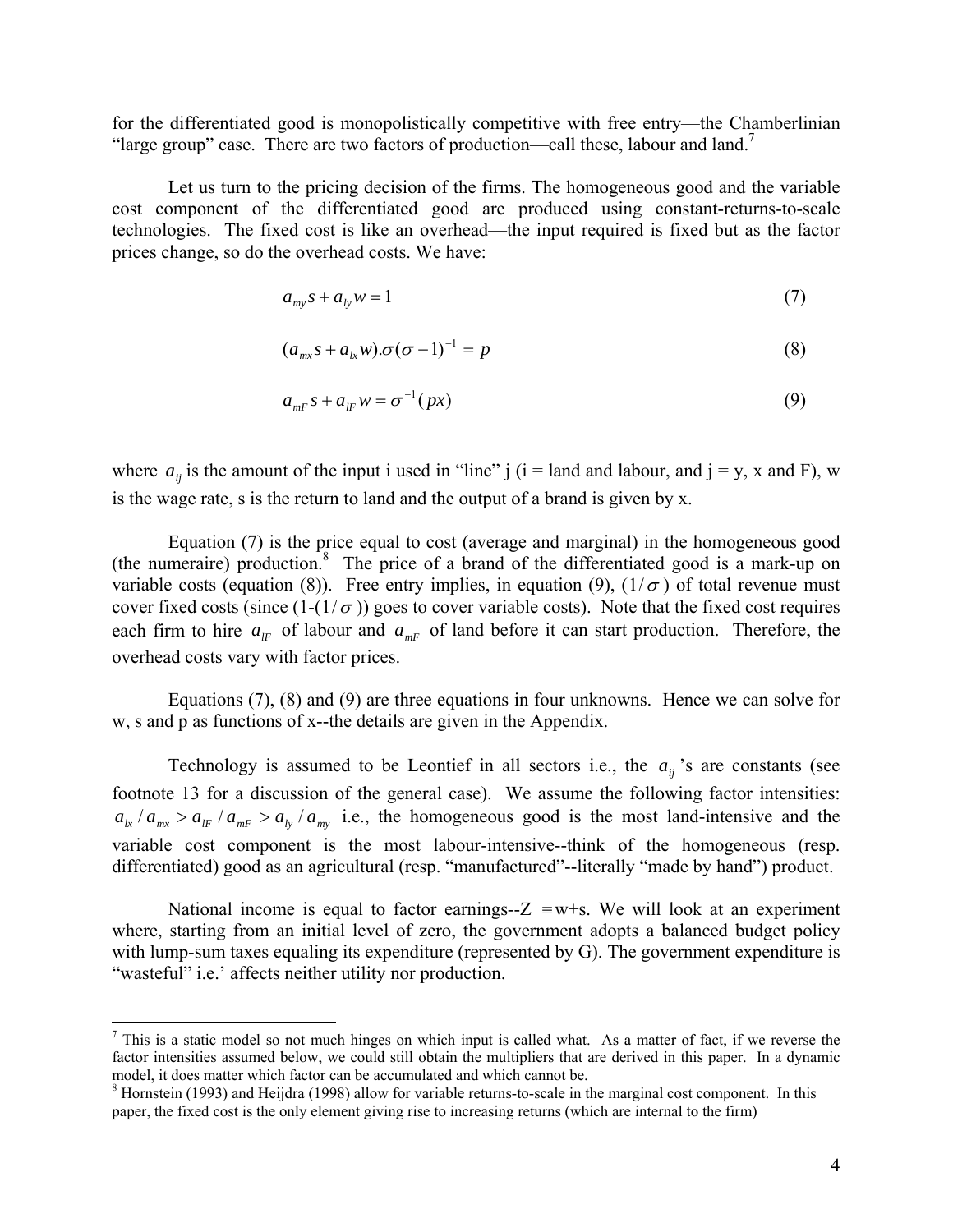for the differentiated good is monopolistically competitive with free entry—the Chamberlinian "large group" case. There are two factors of production—call these, labour and land.[7]

Let us turn to the pricing decision of the firms. The homogeneous good and the variable cost component of the differentiated good are produced using constant-returns-to-scale technologies. The fixed cost is like an overhead—the input required is fixed but as the factor prices change, so do the overhead costs. We have:

$$a_{my}s + a_{ly}w = 1 \tag{7}$$

$$(a_{mx}s + a_{lx}w).\sigma(\sigma - 1)^{-1} = p \tag{8}$$

$$a_{mF}s + a_{lF}w = \sigma^{-1}(px) \tag{9}$$

where $a_{ij}$ is the amount of the input i used in "line" j (i = land and labour, and j = y, x and F), w is the wage rate, s is the return to land and the output of a brand is given by x.

Equation (7) is the price equal to cost (average and marginal) in the homogeneous good (the numeraire) production.[8] The price of a brand of the differentiated good is a mark-up on variable costs (equation (8)). Free entry implies, in equation (9), $(1/\sigma)$ of total revenue must cover fixed costs (since $(1-(1/\sigma))$ goes to cover variable costs). Note that the fixed cost requires each firm to hire $a_{lF}$ of labour and $a_{mF}$ of land before it can start production. Therefore, the overhead costs vary with factor prices.

Equations (7), (8) and (9) are three equations in four unknowns. Hence we can solve for w, s and p as functions of x--the details are given in the Appendix.

Technology is assumed to be Leontief in all sectors i.e., the $a_{ij}$'s are constants (see footnote 13 for a discussion of the general case). We assume the following factor intensities: $a_{lx}/a_{mx} > a_{lF}/a_{mF} > a_{ly}/a_{my}$ i.e., the homogeneous good is the most land-intensive and the variable cost component is the most labour-intensive--think of the homogeneous (resp. differentiated) good as an agricultural (resp. "manufactured"--literally "made by hand") product.

National income is equal to factor earnings--Z $\equiv$w+s. We will look at an experiment where, starting from an initial level of zero, the government adopts a balanced budget policy with lump-sum taxes equaling its expenditure (represented by G). The government expenditure is "wasteful" i.e.' affects neither utility nor production.

[7] This is a static model so not much hinges on which input is called what. As a matter of fact, if we reverse the factor intensities assumed below, we could still obtain the multipliers that are derived in this paper. In a dynamic model, it does matter which factor can be accumulated and which cannot be.

[8] Hornstein (1993) and Heijdra (1998) allow for variable returns-to-scale in the marginal cost component. In this paper, the fixed cost is the only element giving rise to increasing returns (which are internal to the firm)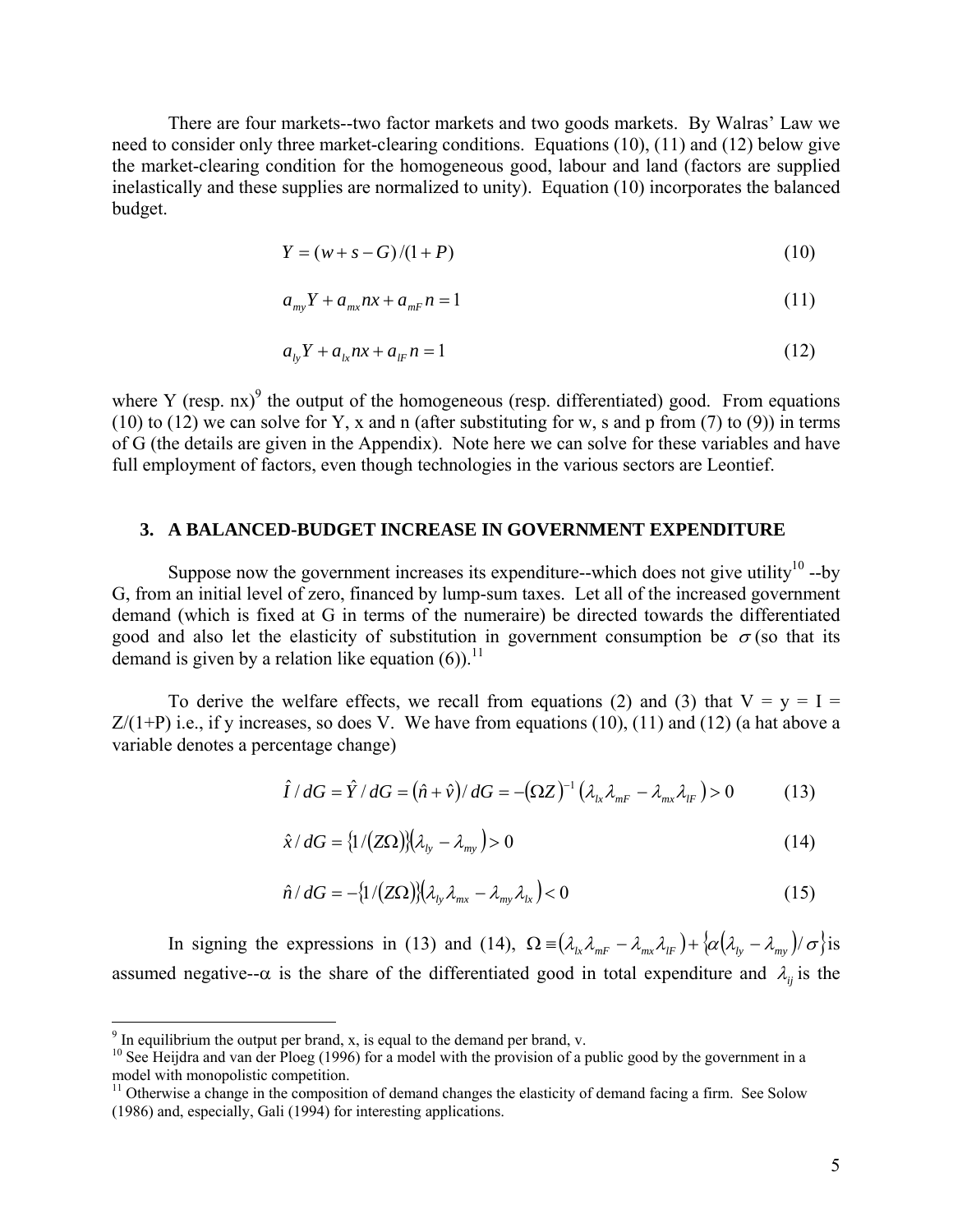There are four markets--two factor markets and two goods markets. By Walras' Law we need to consider only three market-clearing conditions. Equations (10), (11) and (12) below give the market-clearing condition for the homogeneous good, labour and land (factors are supplied inelastically and these supplies are normalized to unity). Equation (10) incorporates the balanced budget.

$$Y = (w + s - G)/(1 + P) \tag{10}$$

$$a_{my}Y + a_{mx}nx + a_{mF}n = 1 \tag{11}$$

$$a_{ly}Y + a_{lx}nx + a_{lF}n = 1 \tag{12}$$

where Y (resp. nx)[9] the output of the homogeneous (resp. differentiated) good. From equations (10) to (12) we can solve for Y, x and n (after substituting for w, s and p from (7) to (9)) in terms of G (the details are given in the Appendix). Note here we can solve for these variables and have full employment of factors, even though technologies in the various sectors are Leontief.

## 3. A BALANCED-BUDGET INCREASE IN GOVERNMENT EXPENDITURE

Suppose now the government increases its expenditure--which does not give utility[10] --by G, from an initial level of zero, financed by lump-sum taxes. Let all of the increased government demand (which is fixed at G in terms of the numeraire) be directed towards the differentiated good and also let the elasticity of substitution in government consumption be $\sigma$ (so that its demand is given by a relation like equation (6)).[11]

To derive the welfare effects, we recall from equations (2) and (3) that V = y = I = Z/(1+P) i.e., if y increases, so does V. We have from equations (10), (11) and (12) (a hat above a variable denotes a percentage change)

$$\hat{I}/dG = \hat{Y}/dG = (\hat{n} + \hat{v})/dG = -(\Omega Z)^{-1}\left(\lambda_{lx}\lambda_{mF} - \lambda_{mx}\lambda_{lF}\right) > 0 \tag{13}$$

$$\hat{x}/dG = \{1/(Z\Omega)\}\left(\lambda_{ly} - \lambda_{my}\right) > 0 \tag{14}$$

$$\hat{n}/dG = -\{1/(Z\Omega)\}\left(\lambda_{ly}\lambda_{mx} - \lambda_{my}\lambda_{lx}\right) < 0 \tag{15}$$

In signing the expressions in (13) and (14), $\Omega \equiv \left(\lambda_{lx}\lambda_{mF} - \lambda_{mx}\lambda_{lF}\right) + \left\{\alpha\left(\lambda_{ly} - \lambda_{my}\right)/\sigma\right\}$ is assumed negative--$\alpha$ is the share of the differentiated good in total expenditure and $\lambda_{ij}$ is the

---

[9] In equilibrium the output per brand, x, is equal to the demand per brand, v.

[10] See Heijdra and van der Ploeg (1996) for a model with the provision of a public good by the government in a model with monopolistic competition.

[11] Otherwise a change in the composition of demand changes the elasticity of demand facing a firm. See Solow (1986) and, especially, Gali (1994) for interesting applications.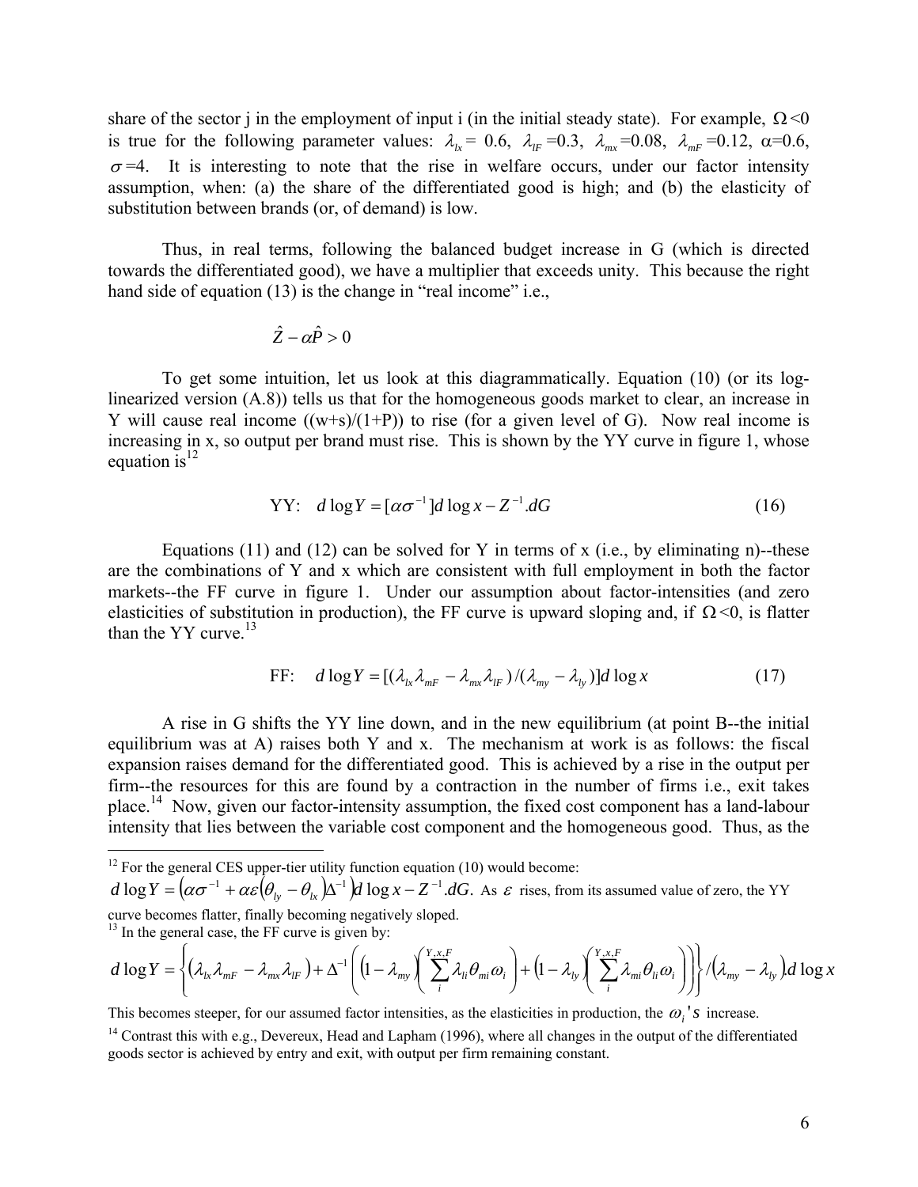share of the sector j in the employment of input i (in the initial steady state). For example, $\Omega<0$ is true for the following parameter values: $\lambda_{lx}=0.6$, $\lambda_{lF}=0.3$, $\lambda_{mx}=0.08$, $\lambda_{mF}=0.12$, $\alpha=0.6$, $\sigma=4$. It is interesting to note that the rise in welfare occurs, under our factor intensity assumption, when: (a) the share of the differentiated good is high; and (b) the elasticity of substitution between brands (or, of demand) is low.

Thus, in real terms, following the balanced budget increase in G (which is directed towards the differentiated good), we have a multiplier that exceeds unity. This because the right hand side of equation (13) is the change in "real income" i.e.,

$$\hat{Z}-\alpha\hat{P}>0$$

To get some intuition, let us look at this diagrammatically. Equation (10) (or its log-linearized version (A.8)) tells us that for the homogeneous goods market to clear, an increase in Y will cause real income ((w+s)/(1+P)) to rise (for a given level of G). Now real income is increasing in x, so output per brand must rise. This is shown by the YY curve in figure 1, whose equation is[12]

$$\text{YY:}\quad d\log Y=[\alpha\sigma^{-1}]d\log x-Z^{-1}.dG \tag{16}$$

Equations (11) and (12) can be solved for Y in terms of x (i.e., by eliminating n)--these are the combinations of Y and x which are consistent with full employment in both the factor markets--the FF curve in figure 1. Under our assumption about factor-intensities (and zero elasticities of substitution in production), the FF curve is upward sloping and, if $\Omega<0$, is flatter than the YY curve.[13]

$$\text{FF:}\quad d\log Y=[(\lambda_{lx}\lambda_{mF}-\lambda_{mx}\lambda_{lF})/(\lambda_{my}-\lambda_{ly})]d\log x \tag{17}$$

A rise in G shifts the YY line down, and in the new equilibrium (at point B--the initial equilibrium was at A) raises both Y and x. The mechanism at work is as follows: the fiscal expansion raises demand for the differentiated good. This is achieved by a rise in the output per firm--the resources for this are found by a contraction in the number of firms i.e., exit takes place.[14] Now, given our factor-intensity assumption, the fixed cost component has a land-labour intensity that lies between the variable cost component and the homogeneous good. Thus, as the

---

[12] For the general CES upper-tier utility function equation (10) would become: $d\log Y=\left(\alpha\sigma^{-1}+\alpha\varepsilon\left(\theta_{ly}-\theta_{lx}\right)\Delta^{-1}\right)d\log x-Z^{-1}.dG$. As $\varepsilon$ rises, from its assumed value of zero, the YY curve becomes flatter, finally becoming negatively sloped.

[13] In the general case, the FF curve is given by:

$$d\log Y=\left\{\left(\lambda_{lx}\lambda_{mF}-\lambda_{mx}\lambda_{lF}\right)+\Delta^{-1}\left(\left(1-\lambda_{my}\right)\left(\sum_{i}^{Y,x,F}\lambda_{li}\theta_{mi}\omega_i\right)+\left(1-\lambda_{ly}\right)\left(\sum_{i}^{Y,x,F}\lambda_{mi}\theta_{li}\omega_i\right)\right)\right\}/\left(\lambda_{my}-\lambda_{ly}\right)d\log x$$

This becomes steeper, for our assumed factor intensities, as the elasticities in production, the $\omega_i$'s increase.

[14] Contrast this with e.g., Devereux, Head and Lapham (1996), where all changes in the output of the differentiated goods sector is achieved by entry and exit, with output per firm remaining constant.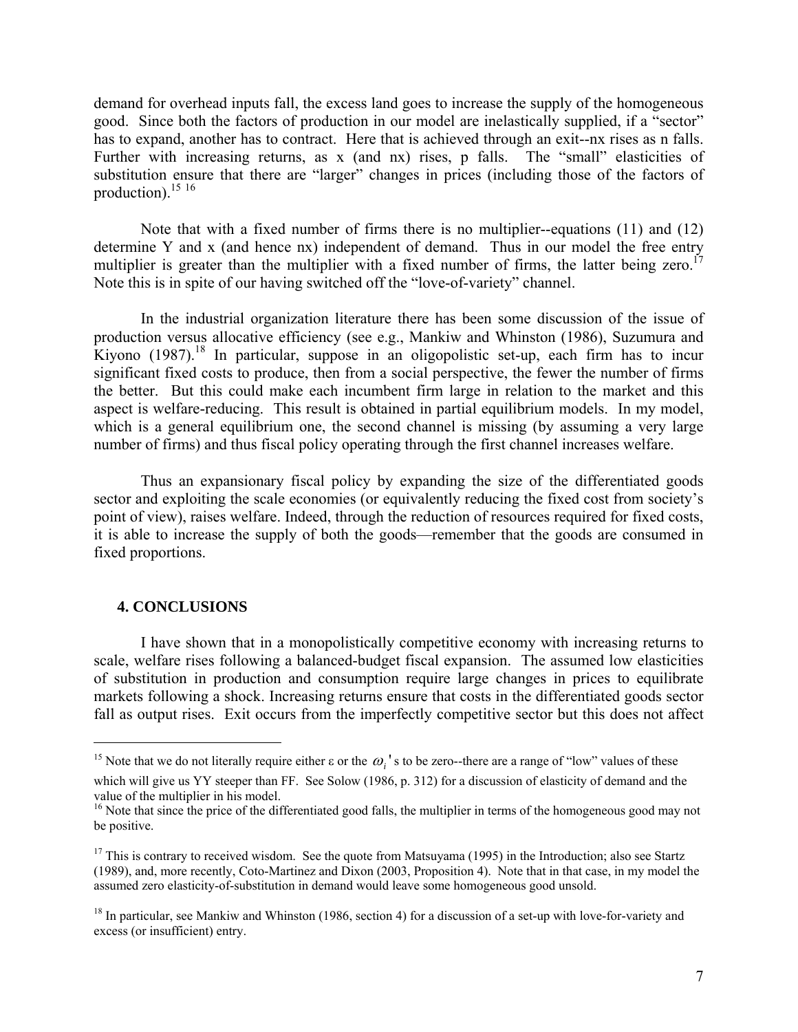demand for overhead inputs fall, the excess land goes to increase the supply of the homogeneous good. Since both the factors of production in our model are inelastically supplied, if a "sector" has to expand, another has to contract. Here that is achieved through an exit--nx rises as n falls. Further with increasing returns, as x (and nx) rises, p falls. The "small" elasticities of substitution ensure that there are "larger" changes in prices (including those of the factors of production).[15] [16]

Note that with a fixed number of firms there is no multiplier--equations (11) and (12) determine Y and x (and hence nx) independent of demand. Thus in our model the free entry multiplier is greater than the multiplier with a fixed number of firms, the latter being zero.[17] Note this is in spite of our having switched off the "love-of-variety" channel.

In the industrial organization literature there has been some discussion of the issue of production versus allocative efficiency (see e.g., Mankiw and Whinston (1986), Suzumura and Kiyono (1987).[18] In particular, suppose in an oligopolistic set-up, each firm has to incur significant fixed costs to produce, then from a social perspective, the fewer the number of firms the better. But this could make each incumbent firm large in relation to the market and this aspect is welfare-reducing. This result is obtained in partial equilibrium models. In my model, which is a general equilibrium one, the second channel is missing (by assuming a very large number of firms) and thus fiscal policy operating through the first channel increases welfare.

Thus an expansionary fiscal policy by expanding the size of the differentiated goods sector and exploiting the scale economies (or equivalently reducing the fixed cost from society's point of view), raises welfare. Indeed, through the reduction of resources required for fixed costs, it is able to increase the supply of both the goods—remember that the goods are consumed in fixed proportions.

## 4. CONCLUSIONS

I have shown that in a monopolistically competitive economy with increasing returns to scale, welfare rises following a balanced-budget fiscal expansion. The assumed low elasticities of substitution in production and consumption require large changes in prices to equilibrate markets following a shock. Increasing returns ensure that costs in the differentiated goods sector fall as output rises. Exit occurs from the imperfectly competitive sector but this does not affect

---

[15] Note that we do not literally require either ε or the $\omega_i$'s to be zero--there are a range of "low" values of these which will give us YY steeper than FF. See Solow (1986, p. 312) for a discussion of elasticity of demand and the value of the multiplier in his model.

[16] Note that since the price of the differentiated good falls, the multiplier in terms of the homogeneous good may not be positive.

[17] This is contrary to received wisdom. See the quote from Matsuyama (1995) in the Introduction; also see Startz (1989), and, more recently, Coto-Martinez and Dixon (2003, Proposition 4). Note that in that case, in my model the assumed zero elasticity-of-substitution in demand would leave some homogeneous good unsold.

[18] In particular, see Mankiw and Whinston (1986, section 4) for a discussion of a set-up with love-for-variety and excess (or insufficient) entry.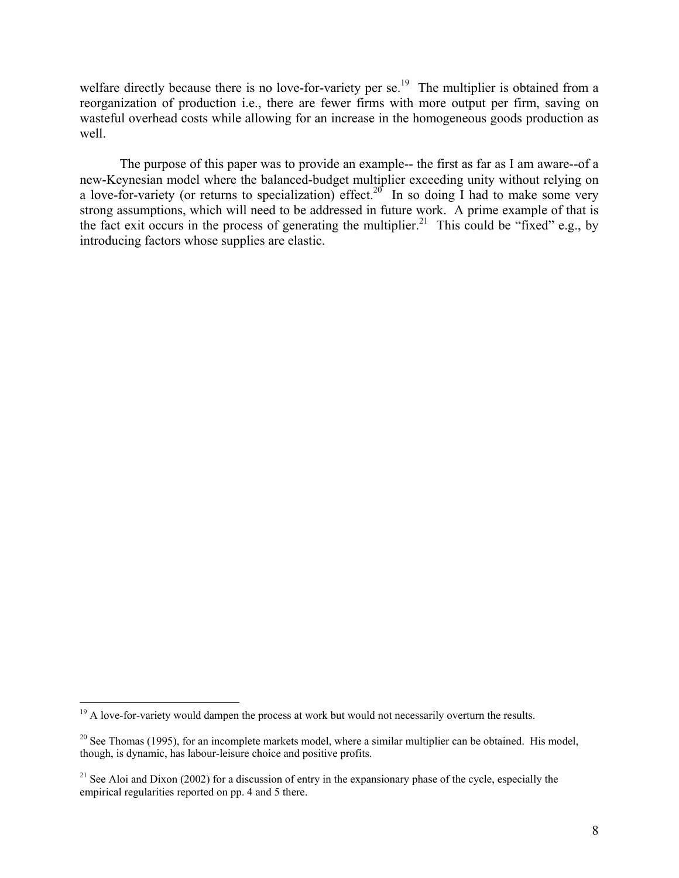welfare directly because there is no love-for-variety per se.[19] The multiplier is obtained from a reorganization of production i.e., there are fewer firms with more output per firm, saving on wasteful overhead costs while allowing for an increase in the homogeneous goods production as well.

The purpose of this paper was to provide an example-- the first as far as I am aware--of a new-Keynesian model where the balanced-budget multiplier exceeding unity without relying on a love-for-variety (or returns to specialization) effect.[20] In so doing I had to make some very strong assumptions, which will need to be addressed in future work. A prime example of that is the fact exit occurs in the process of generating the multiplier.[21] This could be "fixed" e.g., by introducing factors whose supplies are elastic.

---

[19] A love-for-variety would dampen the process at work but would not necessarily overturn the results.

[20] See Thomas (1995), for an incomplete markets model, where a similar multiplier can be obtained. His model, though, is dynamic, has labour-leisure choice and positive profits.

[21] See Aloi and Dixon (2002) for a discussion of entry in the expansionary phase of the cycle, especially the empirical regularities reported on pp. 4 and 5 there.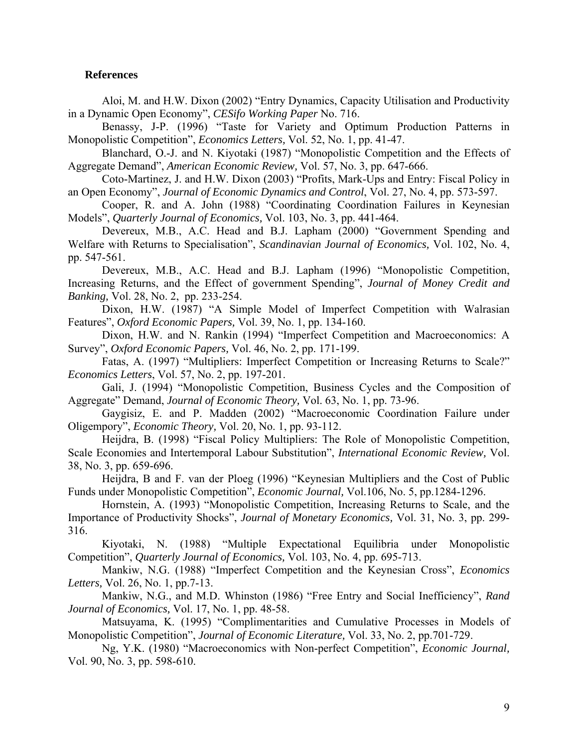**References**

Aloi, M. and H.W. Dixon (2002) “Entry Dynamics, Capacity Utilisation and Productivity in a Dynamic Open Economy”, *CESifo Working Paper* No. 716.

Benassy, J-P. (1996) “Taste for Variety and Optimum Production Patterns in Monopolistic Competition”, *Economics Letters,* Vol. 52, No. 1, pp. 41-47.

Blanchard, O.-J. and N. Kiyotaki (1987) “Monopolistic Competition and the Effects of Aggregate Demand”, *American Economic Review,* Vol. 57, No. 3, pp. 647-666.

Coto-Martinez, J. and H.W. Dixon (2003) “Profits, Mark-Ups and Entry: Fiscal Policy in an Open Economy”, *Journal of Economic Dynamics and Control*, Vol. 27, No. 4, pp. 573-597.

Cooper, R. and A. John (1988) “Coordinating Coordination Failures in Keynesian Models”, *Quarterly Journal of Economics,* Vol. 103, No. 3, pp. 441-464.

Devereux, M.B., A.C. Head and B.J. Lapham (2000) “Government Spending and Welfare with Returns to Specialisation”, *Scandinavian Journal of Economics,* Vol. 102, No. 4, pp. 547-561.

Devereux, M.B., A.C. Head and B.J. Lapham (1996) “Monopolistic Competition, Increasing Returns, and the Effect of government Spending”, *Journal of Money Credit and Banking,* Vol. 28, No. 2, pp. 233-254.

Dixon, H.W. (1987) “A Simple Model of Imperfect Competition with Walrasian Features”, *Oxford Economic Papers,* Vol. 39, No. 1, pp. 134-160.

Dixon, H.W. and N. Rankin (1994) “Imperfect Competition and Macroeconomics: A Survey”, *Oxford Economic Papers,* Vol. 46, No. 2, pp. 171-199.

Fatas, A. (1997) “Multipliers: Imperfect Competition or Increasing Returns to Scale?” *Economics Letters*, Vol. 57, No. 2, pp. 197-201.

Gali, J. (1994) “Monopolistic Competition, Business Cycles and the Composition of Aggregate” Demand, *Journal of Economic Theory,* Vol. 63, No. 1, pp. 73-96.

Gaygisiz, E. and P. Madden (2002) “Macroeconomic Coordination Failure under Oligempory”, *Economic Theory,* Vol. 20, No. 1, pp. 93-112.

Heijdra, B. (1998) “Fiscal Policy Multipliers: The Role of Monopolistic Competition, Scale Economies and Intertemporal Labour Substitution”, *International Economic Review,* Vol. 38, No. 3, pp. 659-696.

Heijdra, B and F. van der Ploeg (1996) “Keynesian Multipliers and the Cost of Public Funds under Monopolistic Competition”, *Economic Journal,* Vol.106, No. 5, pp.1284-1296.

Hornstein, A. (1993) “Monopolistic Competition, Increasing Returns to Scale, and the Importance of Productivity Shocks”, *Journal of Monetary Economics,* Vol. 31, No. 3, pp. 299-316.

Kiyotaki, N. (1988) “Multiple Expectational Equilibria under Monopolistic Competition”, *Quarterly Journal of Economics,* Vol. 103, No. 4, pp. 695-713.

Mankiw, N.G. (1988) “Imperfect Competition and the Keynesian Cross”, *Economics Letters,* Vol. 26, No. 1, pp.7-13.

Mankiw, N.G., and M.D. Whinston (1986) “Free Entry and Social Inefficiency”, *Rand Journal of Economics,* Vol. 17, No. 1, pp. 48-58.

Matsuyama, K. (1995) “Complimentarities and Cumulative Processes in Models of Monopolistic Competition”, *Journal of Economic Literature,* Vol. 33, No. 2, pp.701-729.

Ng, Y.K. (1980) “Macroeconomics with Non-perfect Competition”, *Economic Journal,* Vol. 90, No. 3, pp. 598-610.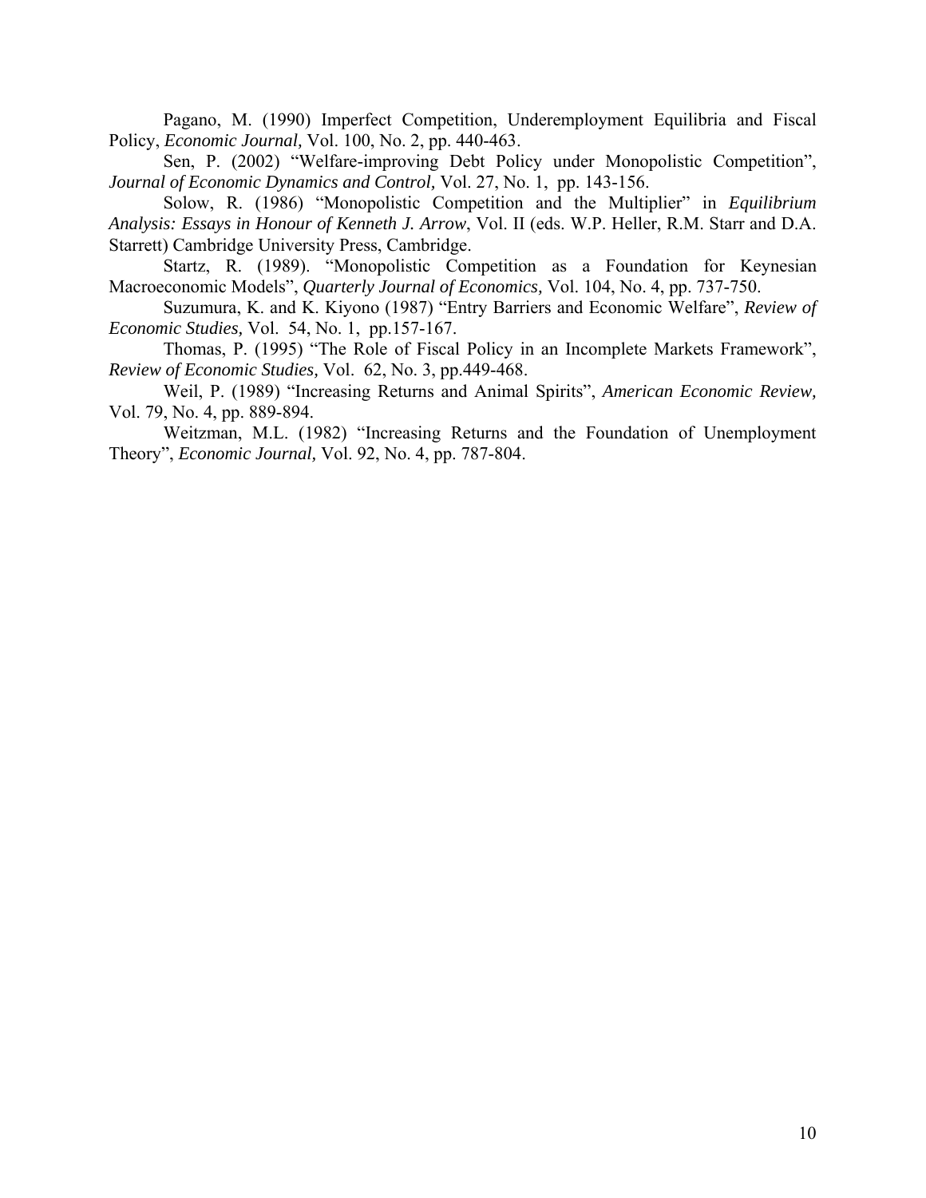Pagano, M. (1990) Imperfect Competition, Underemployment Equilibria and Fiscal Policy, *Economic Journal,* Vol. 100, No. 2, pp. 440-463.

Sen, P. (2002) "Welfare-improving Debt Policy under Monopolistic Competition", *Journal of Economic Dynamics and Control,* Vol. 27, No. 1, pp. 143-156.

Solow, R. (1986) "Monopolistic Competition and the Multiplier" in *Equilibrium Analysis: Essays in Honour of Kenneth J. Arrow*, Vol. II (eds. W.P. Heller, R.M. Starr and D.A. Starrett) Cambridge University Press, Cambridge.

Startz, R. (1989). "Monopolistic Competition as a Foundation for Keynesian Macroeconomic Models", *Quarterly Journal of Economics,* Vol. 104, No. 4, pp. 737-750.

Suzumura, K. and K. Kiyono (1987) "Entry Barriers and Economic Welfare", *Review of Economic Studies,* Vol. 54, No. 1, pp.157-167.

Thomas, P. (1995) "The Role of Fiscal Policy in an Incomplete Markets Framework", *Review of Economic Studies,* Vol. 62, No. 3, pp.449-468.

Weil, P. (1989) "Increasing Returns and Animal Spirits", *American Economic Review,* Vol. 79, No. 4, pp. 889-894.

Weitzman, M.L. (1982) "Increasing Returns and the Foundation of Unemployment Theory", *Economic Journal,* Vol. 92, No. 4, pp. 787-804.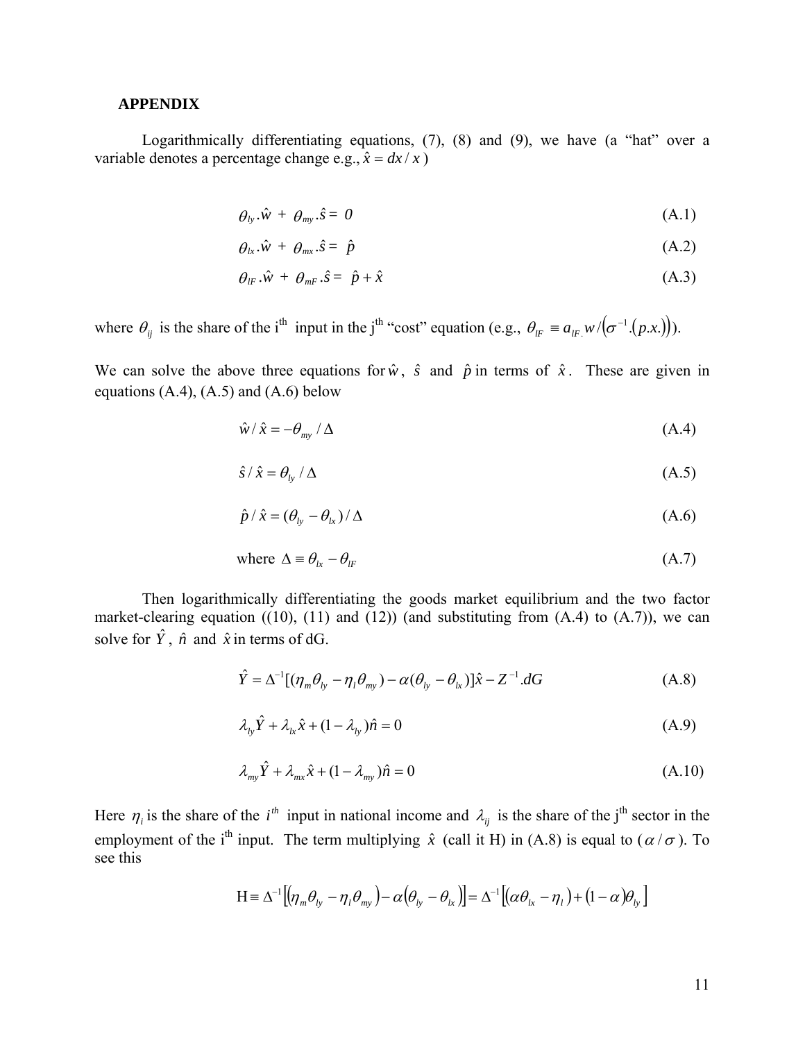**APPENDIX**

Logarithmically differentiating equations, (7), (8) and (9), we have (a "hat" over a variable denotes a percentage change e.g., $\hat{x} = dx / x$ )

$$\theta_{ly} .\hat{w} + \theta_{my} .\hat{s} = 0 \tag{A.1}$$

$$\theta_{lx} .\hat{w} + \theta_{mx} .\hat{s} = \hat{p} \tag{A.2}$$

$$\theta_{lF} .\hat{w} + \theta_{mF} .\hat{s} = \hat{p} + \hat{x} \tag{A.3}$$

where $\theta_{ij}$ is the share of the i$^{\text{th}}$ input in the j$^{\text{th}}$ "cost" equation (e.g., $\theta_{lF} \equiv a_{lF.} w / \left(\sigma^{-1}.\left(p.x.\right)\right)$).

We can solve the above three equations for $\hat{w}$, $\hat{s}$ and $\hat{p}$ in terms of $\hat{x}$. These are given in equations (A.4), (A.5) and (A.6) below

$$\hat{w} / \hat{x} = -\theta_{my} / \Delta \tag{A.4}$$

$$\hat{s} / \hat{x} = \theta_{ly} / \Delta \tag{A.5}$$

$$\hat{p} / \hat{x} = (\theta_{ly} - \theta_{lx}) / \Delta \tag{A.6}$$

$$\text{where } \Delta \equiv \theta_{lx} - \theta_{lF} \tag{A.7}$$

Then logarithmically differentiating the goods market equilibrium and the two factor market-clearing equation ((10), (11) and (12)) (and substituting from (A.4) to (A.7)), we can solve for $\hat{Y}$, $\hat{n}$ and $\hat{x}$ in terms of dG.

$$\hat{Y} = \Delta^{-1}[(\eta_m \theta_{ly} - \eta_l \theta_{my}) - \alpha(\theta_{ly} - \theta_{lx})]\hat{x} - Z^{-1}.dG \tag{A.8}$$

$$\lambda_{ly}\hat{Y} + \lambda_{lx}\hat{x} + (1 - \lambda_{ly})\hat{n} = 0 \tag{A.9}$$

$$\lambda_{my}\hat{Y} + \lambda_{mx}\hat{x} + (1 - \lambda_{my})\hat{n} = 0 \tag{A.10}$$

Here $\eta_i$ is the share of the $i^{th}$ input in national income and $\lambda_{ij}$ is the share of the j$^{\text{th}}$ sector in the employment of the i$^{\text{th}}$ input. The term multiplying $\hat{x}$ (call it H) in (A.8) is equal to ($\alpha / \sigma$ ). To see this

$$\text{H} \equiv \Delta^{-1}\left[\left(\eta_m \theta_{ly} - \eta_l \theta_{my}\right) - \alpha\left(\theta_{ly} - \theta_{lx}\right)\right] = \Delta^{-1}\left[\left(\alpha\theta_{lx} - \eta_l\right) + \left(1 - \alpha\right)\theta_{ly}\right]$$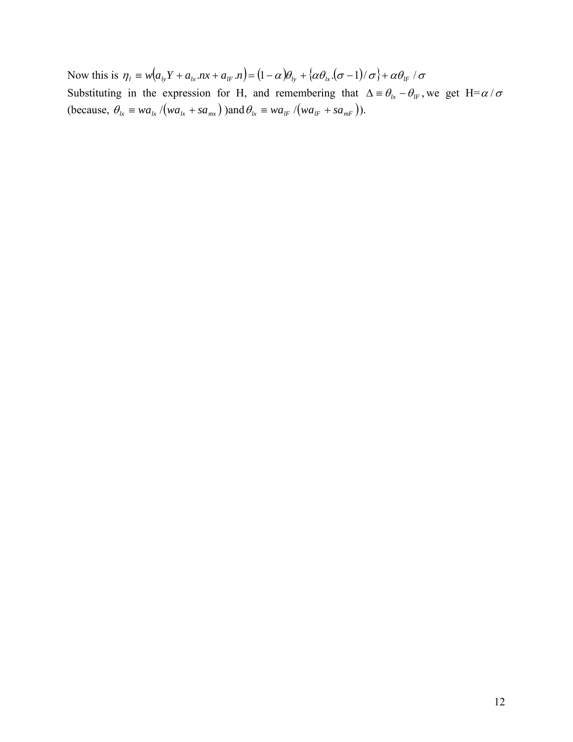Now this is $\eta_l \equiv w(a_{ly}Y + a_{lx}.nx + a_{lF}.n) = (1-\alpha)\theta_{ly} + \{\alpha\theta_{lx}.(\sigma-1)/\sigma\} + \alpha\theta_{lF}/\sigma$

Substituting in the expression for H, and remembering that $\Delta \equiv \theta_{lx} - \theta_{lF}$, we get H=$\alpha/\sigma$ (because, $\theta_{lx} \equiv wa_{lx}/(wa_{lx} + sa_{mx})$ )and $\theta_{lx} \equiv wa_{lF}/(wa_{lF} + sa_{mF})$).